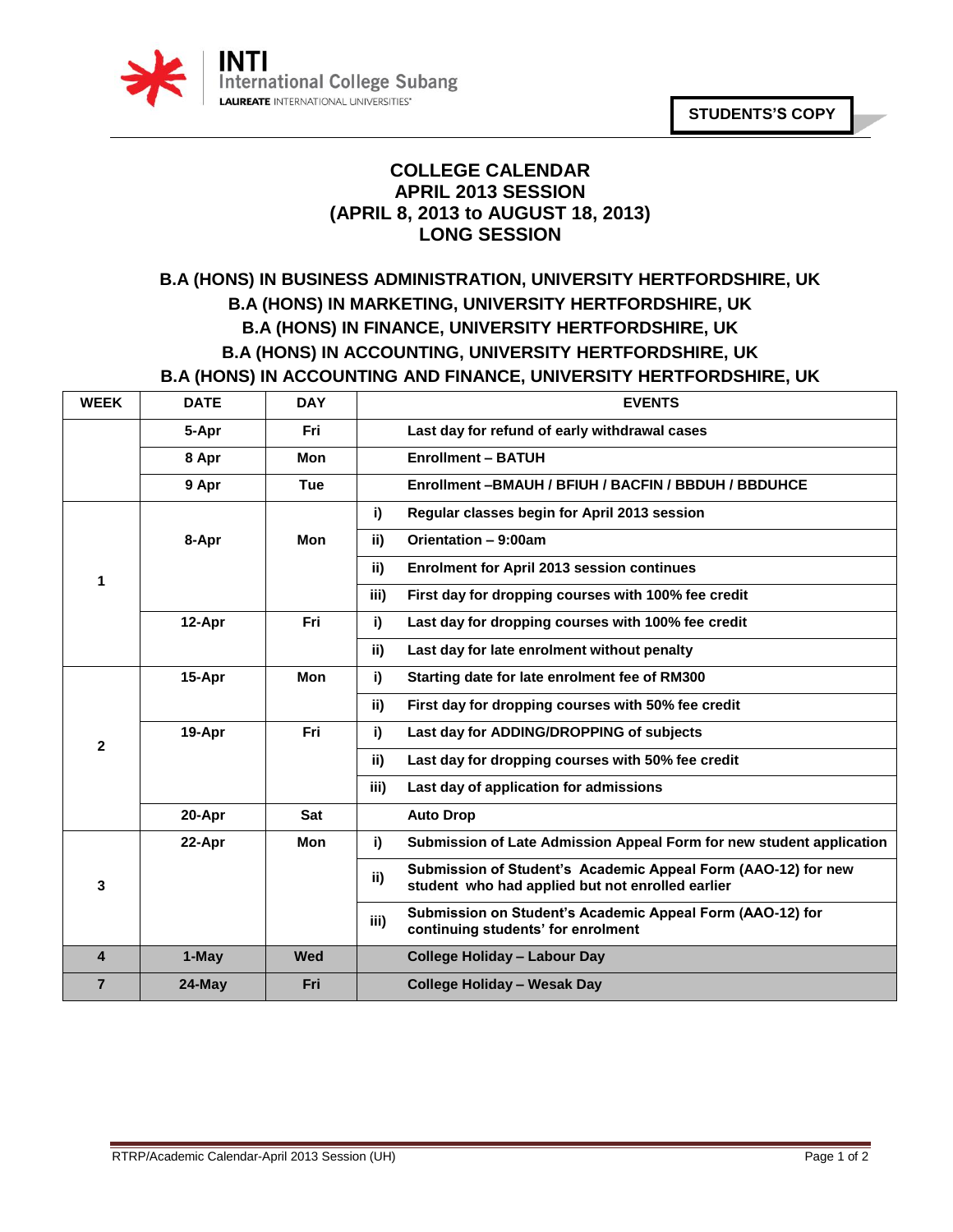INTI International College Subang
LAUREATE INTERNATIONAL UNIVERSITIES®

**STUDENTS'S COPY**

# COLLEGE CALENDAR
# APRIL 2013 SESSION
# (APRIL 8, 2013 to AUGUST 18, 2013)
# LONG SESSION

## B.A (HONS) IN BUSINESS ADMINISTRATION, UNIVERSITY HERTFORDSHIRE, UK
## B.A (HONS) IN MARKETING, UNIVERSITY HERTFORDSHIRE, UK
## B.A (HONS) IN FINANCE, UNIVERSITY HERTFORDSHIRE, UK
## B.A (HONS) IN ACCOUNTING, UNIVERSITY HERTFORDSHIRE, UK
## B.A (HONS) IN ACCOUNTING AND FINANCE, UNIVERSITY HERTFORDSHIRE, UK

| WEEK | DATE | DAY | | EVENTS |
|---|---|---|---|---|
| | 5-Apr | Fri | | Last day for refund of early withdrawal cases |
| | 8 Apr | Mon | | Enrollment – BATUH |
| | 9 Apr | Tue | | Enrollment –BMAUH / BFIUH / BACFIN / BBDUH / BBDUHCE |
| 1 | 8-Apr | Mon | i) | Regular classes begin for April 2013 session |
| | | | ii) | Orientation – 9:00am |
| | | | ii) | Enrolment for April 2013 session continues |
| | | | iii) | First day for dropping courses with 100% fee credit |
| | 12-Apr | Fri | i) | Last day for dropping courses with 100% fee credit |
| | | | ii) | Last day for late enrolment without penalty |
| 2 | 15-Apr | Mon | i) | Starting date for late enrolment fee of RM300 |
| | | | ii) | First day for dropping courses with 50% fee credit |
| | 19-Apr | Fri | i) | Last day for ADDING/DROPPING of subjects |
| | | | ii) | Last day for dropping courses with 50% fee credit |
| | | | iii) | Last day of application for admissions |
| | 20-Apr | Sat | | Auto Drop |
| 3 | 22-Apr | Mon | i) | Submission of Late Admission Appeal Form for new student application |
| | | | ii) | Submission of Student's Academic Appeal Form (AAO-12) for new student who had applied but not enrolled earlier |
| | | | iii) | Submission on Student's Academic Appeal Form (AAO-12) for continuing students' for enrolment |
| 4 | 1-May | Wed | | College Holiday – Labour Day |
| 7 | 24-May | Fri | | College Holiday – Wesak Day |

RTRP/Academic Calendar-April 2013 Session (UH)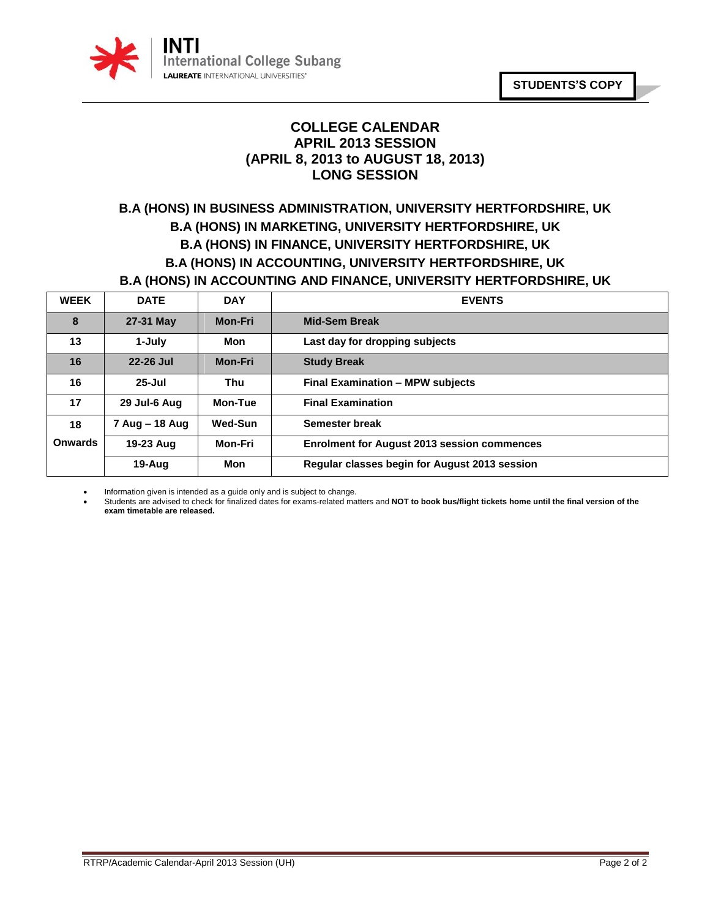STUDENTS'S COPY

## COLLEGE CALENDAR
## APRIL 2013 SESSION
## (APRIL 8, 2013 to AUGUST 18, 2013)
## LONG SESSION

### B.A (HONS) IN BUSINESS ADMINISTRATION, UNIVERSITY HERTFORDSHIRE, UK
### B.A (HONS) IN MARKETING, UNIVERSITY HERTFORDSHIRE, UK
### B.A (HONS) IN FINANCE, UNIVERSITY HERTFORDSHIRE, UK
### B.A (HONS) IN ACCOUNTING, UNIVERSITY HERTFORDSHIRE, UK
### B.A (HONS) IN ACCOUNTING AND FINANCE, UNIVERSITY HERTFORDSHIRE, UK

| WEEK | DATE | DAY | EVENTS |
|---|---|---|---|
| **8** | **27-31 May** | **Mon-Fri** | **Mid-Sem Break** |
| **13** | **1-July** | **Mon** | **Last day for dropping subjects** |
| **16** | **22-26 Jul** | **Mon-Fri** | **Study Break** |
| **16** | **25-Jul** | **Thu** | **Final Examination – MPW subjects** |
| **17** | **29 Jul-6 Aug** | **Mon-Tue** | **Final Examination** |
| **18** | **7 Aug – 18 Aug** | **Wed-Sun** | **Semester break** |
| **Onwards** | **19-23 Aug** | **Mon-Fri** | **Enrolment for August 2013 session commences** |
| | **19-Aug** | **Mon** | **Regular classes begin for August 2013 session** |

- Information given is intended as a guide only and is subject to change.
- Students are advised to check for finalized dates for exams-related matters and **NOT to book bus/flight tickets home until the final version of the exam timetable are released.**

RTRP/Academic Calendar-April 2013 Session (UH)